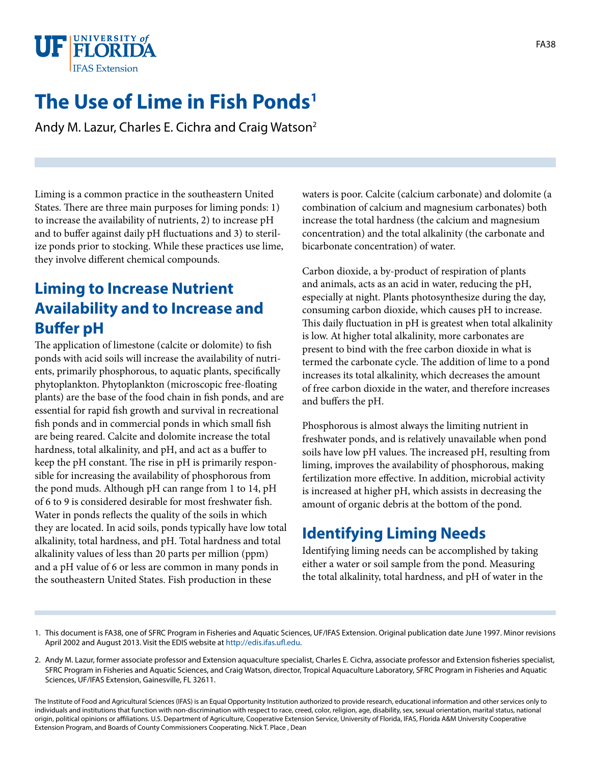# The Use of Lime in Fish Ponds[1]

Andy M. Lazur, Charles E. Cichra and Craig Watson[2]

Liming is a common practice in the southeastern United States. There are three main purposes for liming ponds: 1) to increase the availability of nutrients, 2) to increase pH and to buffer against daily pH fluctuations and 3) to sterilize ponds prior to stocking. While these practices use lime, they involve different chemical compounds.

## Liming to Increase Nutrient Availability and to Increase and Buffer pH

The application of limestone (calcite or dolomite) to fish ponds with acid soils will increase the availability of nutrients, primarily phosphorous, to aquatic plants, specifically phytoplankton. Phytoplankton (microscopic free-floating plants) are the base of the food chain in fish ponds, and are essential for rapid fish growth and survival in recreational fish ponds and in commercial ponds in which small fish are being reared. Calcite and dolomite increase the total hardness, total alkalinity, and pH, and act as a buffer to keep the pH constant. The rise in pH is primarily responsible for increasing the availability of phosphorous from the pond muds. Although pH can range from 1 to 14, pH of 6 to 9 is considered desirable for most freshwater fish. Water in ponds reflects the quality of the soils in which they are located. In acid soils, ponds typically have low total alkalinity, total hardness, and pH. Total hardness and total alkalinity values of less than 20 parts per million (ppm) and a pH value of 6 or less are common in many ponds in the southeastern United States. Fish production in these waters is poor. Calcite (calcium carbonate) and dolomite (a combination of calcium and magnesium carbonates) both increase the total hardness (the calcium and magnesium concentration) and the total alkalinity (the carbonate and bicarbonate concentration) of water.

Carbon dioxide, a by-product of respiration of plants and animals, acts as an acid in water, reducing the pH, especially at night. Plants photosynthesize during the day, consuming carbon dioxide, which causes pH to increase. This daily fluctuation in pH is greatest when total alkalinity is low. At higher total alkalinity, more carbonates are present to bind with the free carbon dioxide in what is termed the carbonate cycle. The addition of lime to a pond increases its total alkalinity, which decreases the amount of free carbon dioxide in the water, and therefore increases and buffers the pH.

Phosphorous is almost always the limiting nutrient in freshwater ponds, and is relatively unavailable when pond soils have low pH values. The increased pH, resulting from liming, improves the availability of phosphorous, making fertilization more effective. In addition, microbial activity is increased at higher pH, which assists in decreasing the amount of organic debris at the bottom of the pond.

## Identifying Liming Needs

Identifying liming needs can be accomplished by taking either a water or soil sample from the pond. Measuring the total alkalinity, total hardness, and pH of water in the

1. This document is FA38, one of SFRC Program in Fisheries and Aquatic Sciences, UF/IFAS Extension. Original publication date June 1997. Minor revisions April 2002 and August 2013. Visit the EDIS website at http://edis.ifas.ufl.edu.

2. Andy M. Lazur, former associate professor and Extension aquaculture specialist, Charles E. Cichra, associate professor and Extension fisheries specialist, SFRC Program in Fisheries and Aquatic Sciences, and Craig Watson, director, Tropical Aquaculture Laboratory, SFRC Program in Fisheries and Aquatic Sciences, UF/IFAS Extension, Gainesville, FL 32611.

The Institute of Food and Agricultural Sciences (IFAS) is an Equal Opportunity Institution authorized to provide research, educational information and other services only to individuals and institutions that function with non-discrimination with respect to race, creed, color, religion, age, disability, sex, sexual orientation, marital status, national origin, political opinions or affiliations. U.S. Department of Agriculture, Cooperative Extension Service, University of Florida, IFAS, Florida A&M University Cooperative Extension Program, and Boards of County Commissioners Cooperating. Nick T. Place , Dean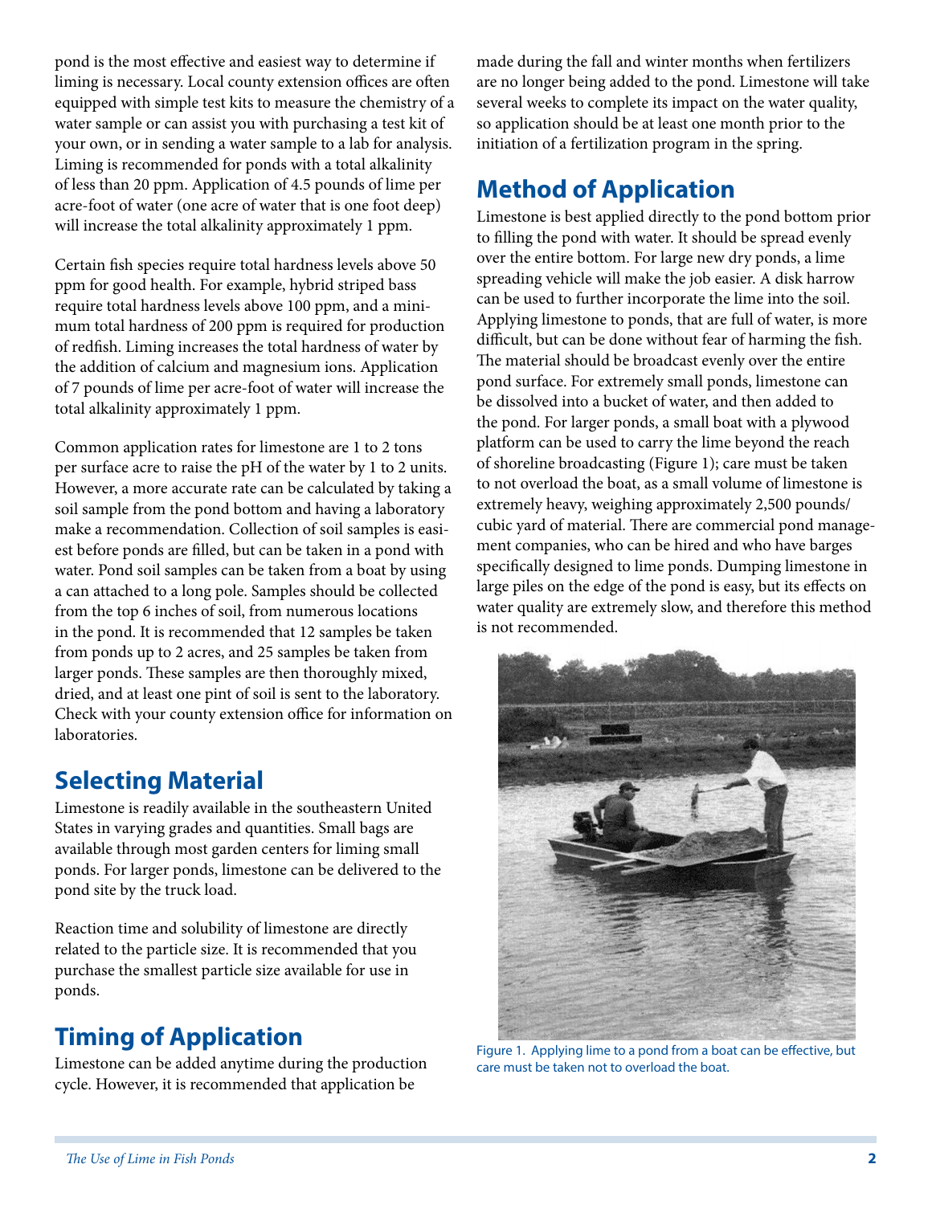pond is the most effective and easiest way to determine if liming is necessary. Local county extension offices are often equipped with simple test kits to measure the chemistry of a water sample or can assist you with purchasing a test kit of your own, or in sending a water sample to a lab for analysis. Liming is recommended for ponds with a total alkalinity of less than 20 ppm. Application of 4.5 pounds of lime per acre-foot of water (one acre of water that is one foot deep) will increase the total alkalinity approximately 1 ppm.

Certain fish species require total hardness levels above 50 ppm for good health. For example, hybrid striped bass require total hardness levels above 100 ppm, and a minimum total hardness of 200 ppm is required for production of redfish. Liming increases the total hardness of water by the addition of calcium and magnesium ions. Application of 7 pounds of lime per acre-foot of water will increase the total alkalinity approximately 1 ppm.

Common application rates for limestone are 1 to 2 tons per surface acre to raise the pH of the water by 1 to 2 units. However, a more accurate rate can be calculated by taking a soil sample from the pond bottom and having a laboratory make a recommendation. Collection of soil samples is easiest before ponds are filled, but can be taken in a pond with water. Pond soil samples can be taken from a boat by using a can attached to a long pole. Samples should be collected from the top 6 inches of soil, from numerous locations in the pond. It is recommended that 12 samples be taken from ponds up to 2 acres, and 25 samples be taken from larger ponds. These samples are then thoroughly mixed, dried, and at least one pint of soil is sent to the laboratory. Check with your county extension office for information on laboratories.

## Selecting Material

Limestone is readily available in the southeastern United States in varying grades and quantities. Small bags are available through most garden centers for liming small ponds. For larger ponds, limestone can be delivered to the pond site by the truck load.

Reaction time and solubility of limestone are directly related to the particle size. It is recommended that you purchase the smallest particle size available for use in ponds.

## Timing of Application

Limestone can be added anytime during the production cycle. However, it is recommended that application be made during the fall and winter months when fertilizers are no longer being added to the pond. Limestone will take several weeks to complete its impact on the water quality, so application should be at least one month prior to the initiation of a fertilization program in the spring.

## Method of Application

Limestone is best applied directly to the pond bottom prior to filling the pond with water. It should be spread evenly over the entire bottom. For large new dry ponds, a lime spreading vehicle will make the job easier. A disk harrow can be used to further incorporate the lime into the soil. Applying limestone to ponds, that are full of water, is more difficult, but can be done without fear of harming the fish. The material should be broadcast evenly over the entire pond surface. For extremely small ponds, limestone can be dissolved into a bucket of water, and then added to the pond. For larger ponds, a small boat with a plywood platform can be used to carry the lime beyond the reach of shoreline broadcasting (Figure 1); care must be taken to not overload the boat, as a small volume of limestone is extremely heavy, weighing approximately 2,500 pounds/cubic yard of material. There are commercial pond management companies, who can be hired and who have barges specifically designed to lime ponds. Dumping limestone in large piles on the edge of the pond is easy, but its effects on water quality are extremely slow, and therefore this method is not recommended.

Figure 1. Applying lime to a pond from a boat can be effective, but care must be taken not to overload the boat.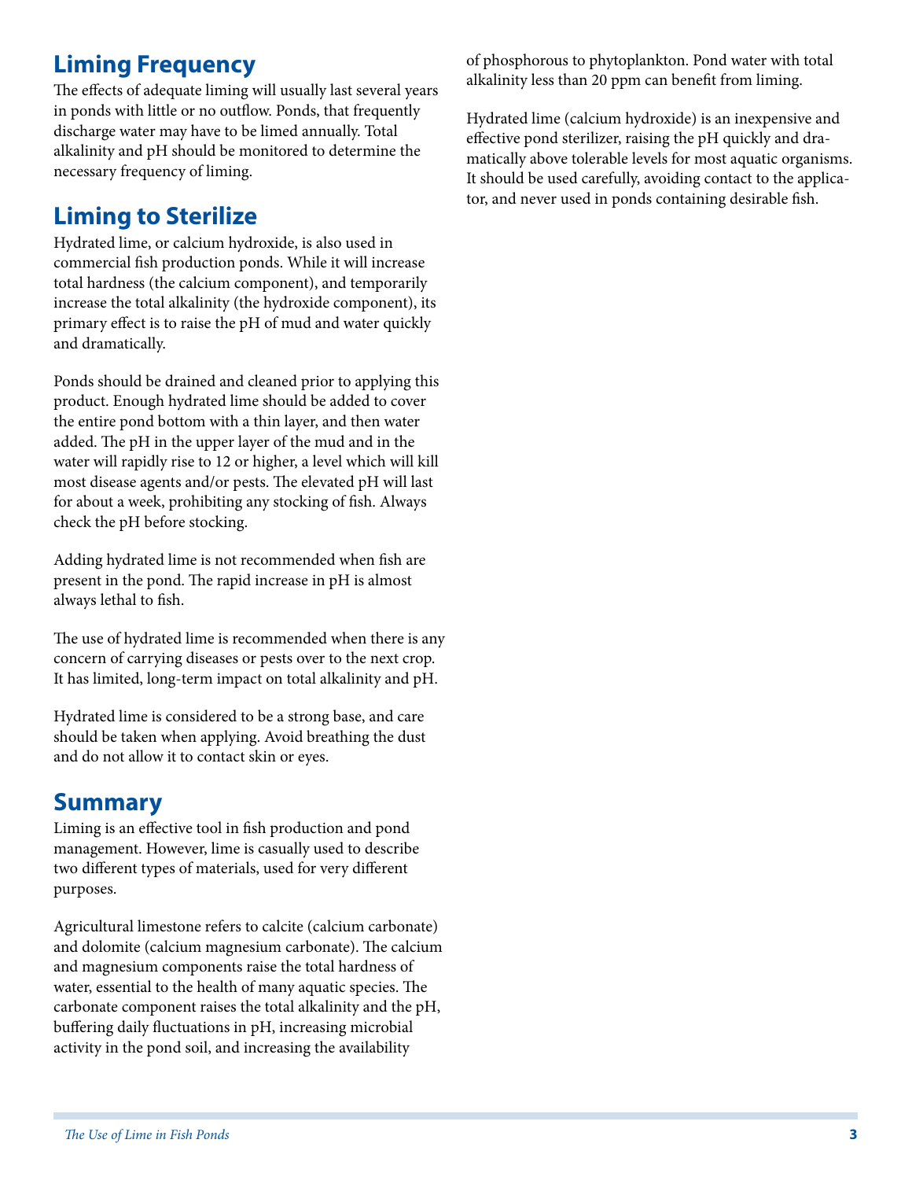## Liming Frequency

The effects of adequate liming will usually last several years in ponds with little or no outflow. Ponds, that frequently discharge water may have to be limed annually. Total alkalinity and pH should be monitored to determine the necessary frequency of liming.

## Liming to Sterilize

Hydrated lime, or calcium hydroxide, is also used in commercial fish production ponds. While it will increase total hardness (the calcium component), and temporarily increase the total alkalinity (the hydroxide component), its primary effect is to raise the pH of mud and water quickly and dramatically.

Ponds should be drained and cleaned prior to applying this product. Enough hydrated lime should be added to cover the entire pond bottom with a thin layer, and then water added. The pH in the upper layer of the mud and in the water will rapidly rise to 12 or higher, a level which will kill most disease agents and/or pests. The elevated pH will last for about a week, prohibiting any stocking of fish. Always check the pH before stocking.

Adding hydrated lime is not recommended when fish are present in the pond. The rapid increase in pH is almost always lethal to fish.

The use of hydrated lime is recommended when there is any concern of carrying diseases or pests over to the next crop. It has limited, long-term impact on total alkalinity and pH.

Hydrated lime is considered to be a strong base, and care should be taken when applying. Avoid breathing the dust and do not allow it to contact skin or eyes.

## Summary

Liming is an effective tool in fish production and pond management. However, lime is casually used to describe two different types of materials, used for very different purposes.

Agricultural limestone refers to calcite (calcium carbonate) and dolomite (calcium magnesium carbonate). The calcium and magnesium components raise the total hardness of water, essential to the health of many aquatic species. The carbonate component raises the total alkalinity and the pH, buffering daily fluctuations in pH, increasing microbial activity in the pond soil, and increasing the availability of phosphorous to phytoplankton. Pond water with total alkalinity less than 20 ppm can benefit from liming.

Hydrated lime (calcium hydroxide) is an inexpensive and effective pond sterilizer, raising the pH quickly and dramatically above tolerable levels for most aquatic organisms. It should be used carefully, avoiding contact to the applicator, and never used in ponds containing desirable fish.